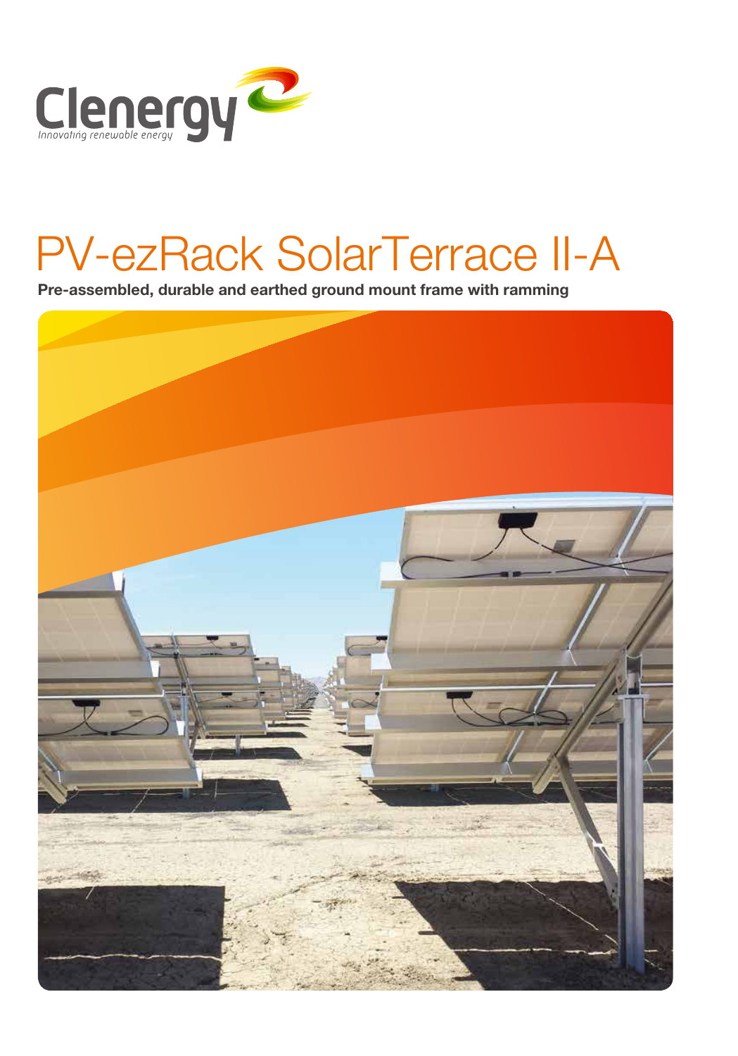Clenergy

Innovating renewable energy

# PV-ezRack SolarTerrace II-A

**Pre-assembled, durable and earthed ground mount frame with ramming**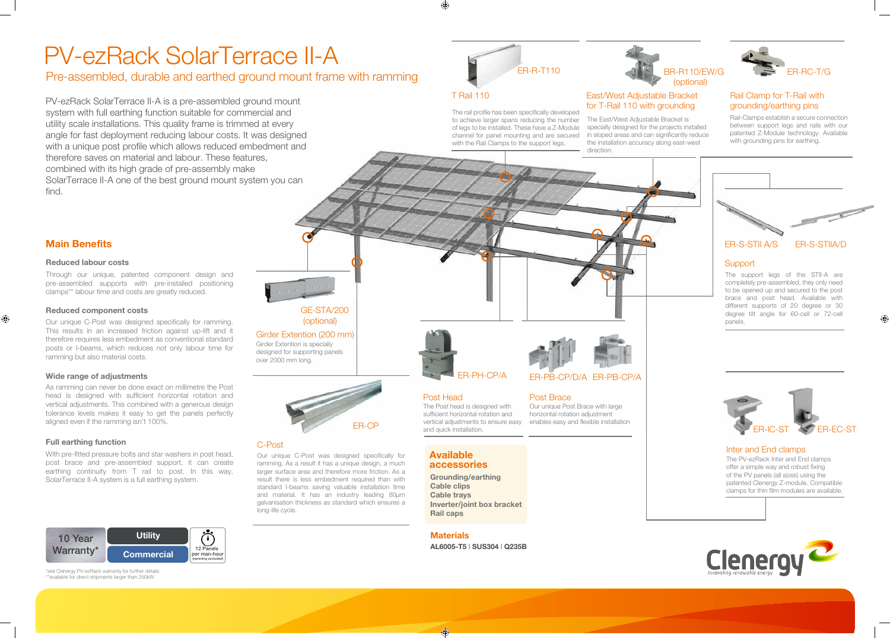# PV-ezRack SolarTerrace II-A

## Pre-assembled, durable and earthed ground mount frame with ramming

PV-ezRack SolarTerrace II-A is a pre-assembled ground mount system with full earthing function suitable for commercial and utility scale installations. This quality frame is trimmed at every angle for fast deployment reducing labour costs. It was designed with a unique post profile which allows reduced embedment and therefore saves on material and labour. These features, combined with its high grade of pre-assembly make SolarTerrace II-A one of the best ground mount system you can find.

### Main Benefits

#### Reduced labour costs

Through our unique, patented component design and pre-assembled supports with pre-installed positioning clamps** labour time and costs are greatly reduced.

#### Reduced component costs

Our unique C-Post was designed specifically for ramming. This results in an increased friction against up-lift and it therefore requires less embedment as conventional standard posts or I-beams, which reduces not only labour time for ramming but also material costs.

#### Wide range of adjustments

As ramming can never be done exact on millimetre the Post head is designed with sufficient horizontal rotation and vertical adjustments. This combined with a generous design tolerance levels makes it easy to get the panels perfectly aligned even if the ramming isn't 100%.

#### Full earthing function

With pre-fitted pressure bolts and star washers in post head, post brace and pre-assembled support, it can create earthing continuity from T rail to post. In this way, SolarTerrace II-A system is a full earthing system.

10 Year Warranty* | Utility | Commercial | 12 Panels per man-hour (ramming excluded)

*see Clenergy PV-ezRack warranty for further details
**available for direct shipments larger than 250kW

---

**ER-R-T110**

### T Rail 110

The rail profile has been specifically developed to enable larger spans reducing the number of legs to be installed. These have a Z-Module channel for panel mounting and are secured with the Rail Clamps to the support legs.

**BR-R110/EW/G (optional)**

### East/West Adjustable Bracket for T-Rail 110 with grounding

The East/West Adjustable Bracket is specially designed for the projects installed in sloped areas and can significantly reduce the installation accuracy along east-west direction.

**ER-RC-T/G**

### Rail Clamp for T-Rail with grounding/earthing pins

Rail-Clamps establish a secure connection between support legs and rails with our patented Z-Module technology. Available with grounding pins for earthing.

**ER-S-STII A/S** | **ER-S-STIIA/D**

### Support

The support legs of the STII-A are completely pre-assembled, they only need to be opened up and secured to the post brace and post head. Available with different supports of 20 degree or 30 degree tilt angle for 60-cell or 72-cell panels.

**GE-STA/200 (optional)**

### Girder Extention (200 mm)

Girder Extention is specially designed for supporting panels over 2000 mm long.

**ER-PH-CP/A**

### Post Head

The Post head is designed with sufficient horizontal rotation and vertical adjustments to ensure easy and quick installation.

**ER-PB-CP/D/A** | **ER-PB-CP/A**

### Post Brace

Our unique Post Brace with large horizontal rotation adjustment enables easy and flexible installation

**ER-CP**

### C-Post

Our unique C-Post was designed specifically for ramming. As a result it has a unique design, a much larger surface area and therefore more friction. As a result there is less embedment required than with standard I-beams saving valuable installation time and material. It has an industry leading 80μm galvanisation thickness as standard which ensures a long-life cycle.

**ER-IC-ST** | **ER-EC-ST**

### Inter and End clamps

The PV-ezRack Inter and End clamps offer a simple way and robust fixing of the PV panels (all sizes) using the patented Clenergy Z-module. Compatible clamps for thin film modules are available.

### Available accessories

**Grounding/earthing**
**Cable clips**
**Cable trays**
**Inverter/joint box bracket**
**Rail caps**

### Materials

**AL6005-T5 | SUS304 | Q235B**

Clenergy
Innovating renewable energy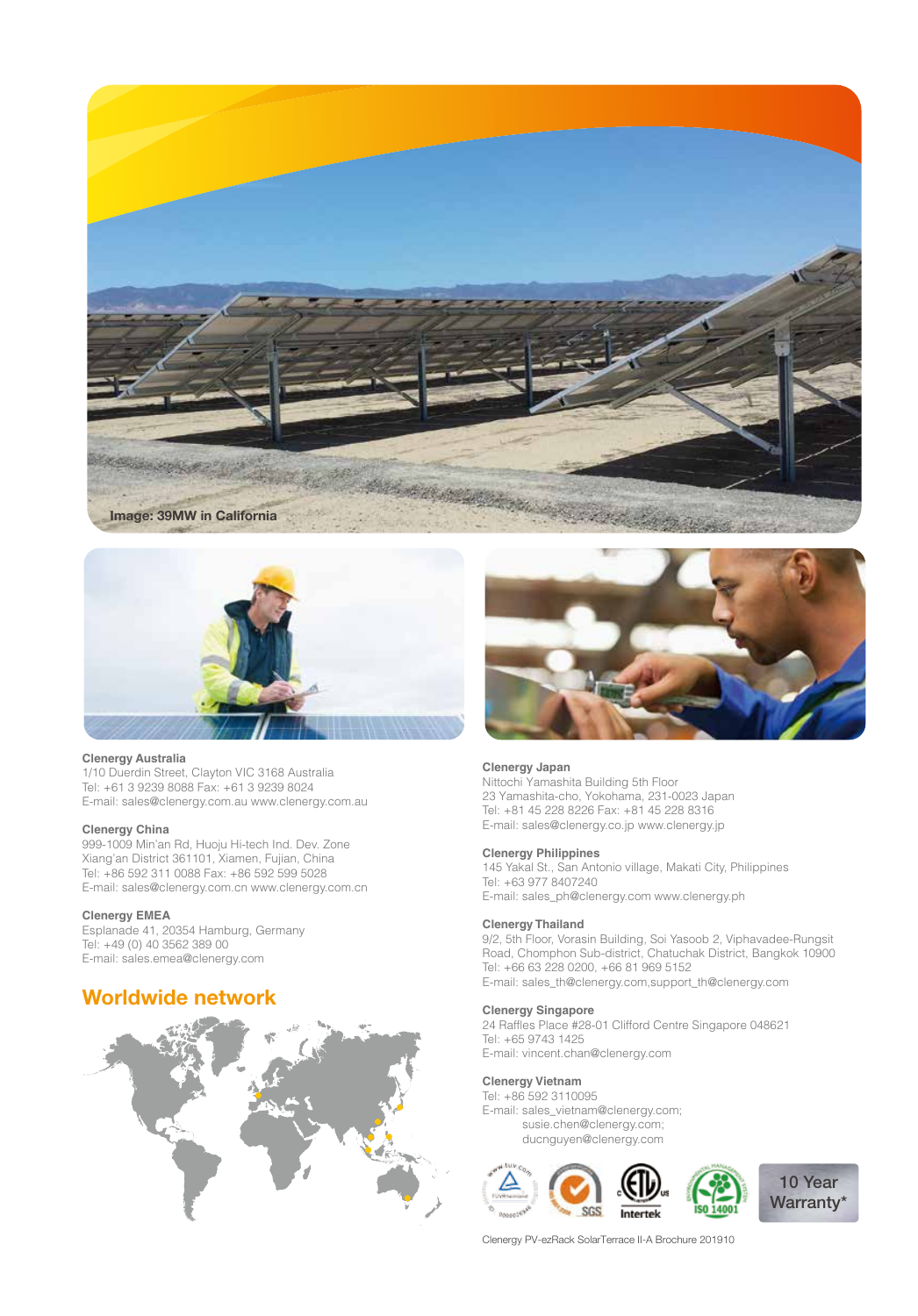Image: 39MW in California

**Clenergy Australia**
1/10 Duerdin Street, Clayton VIC 3168 Australia
Tel: +61 3 9239 8088 Fax: +61 3 9239 8024
E-mail: sales@clenergy.com.au www.clenergy.com.au

**Clenergy China**
999-1009 Min'an Rd, Huoju Hi-tech Ind. Dev. Zone
Xiang'an District 361101, Xiamen, Fujian, China
Tel: +86 592 311 0088 Fax: +86 592 599 5028
E-mail: sales@clenergy.com.cn www.clenergy.com.cn

**Clenergy EMEA**
Esplanade 41, 20354 Hamburg, Germany
Tel: +49 (0) 40 3562 389 00
E-mail: sales.emea@clenergy.com

## Worldwide network

**Clenergy Japan**
Nittochi Yamashita Building 5th Floor
23 Yamashita-cho, Yokohama, 231-0023 Japan
Tel: +81 45 228 8226 Fax: +81 45 228 8316
E-mail: sales@clenergy.co.jp www.clenergy.jp

**Clenergy Philippines**
145 Yakal St., San Antonio village, Makati City, Philippines
Tel: +63 977 8407240
E-mail: sales_ph@clenergy.com www.clenergy.ph

**Clenergy Thailand**
9/2, 5th Floor, Vorasin Building, Soi Yasoob 2, Viphavadee-Rungsit Road, Chomphon Sub-district, Chatuchak District, Bangkok 10900
Tel: +66 63 228 0200, +66 81 969 5152
E-mail: sales_th@clenergy.com,support_th@clenergy.com

**Clenergy Singapore**
24 Raffles Place #28-01 Clifford Centre Singapore 048621
Tel: +65 9743 1425
E-mail: vincent.chan@clenergy.com

**Clenergy Vietnam**
Tel: +86 592 3110095
E-mail: sales_vietnam@clenergy.com;
susie.chen@clenergy.com;
ducnguyen@clenergy.com

SGS Intertek ISO 14001

10 Year Warranty*

Clenergy PV-ezRack SolarTerrace II-A Brochure 201910